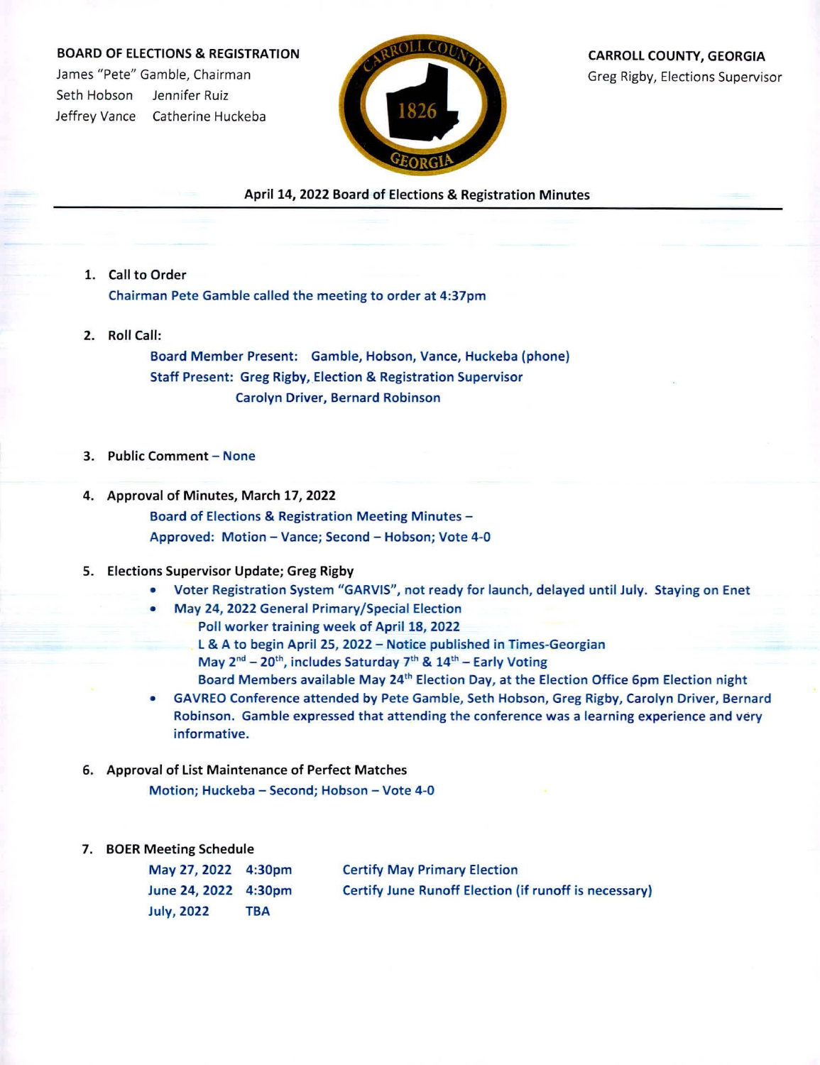**BOARD OF ELECTIONS & REGISTRATION**
James "Pete" Gamble, Chairman
Seth Hobson     Jennifer Ruiz
Jeffrey Vance     Catherine Huckeba

**CARROLL COUNTY, GEORGIA**
Greg Rigby, Elections Supervisor

## April 14, 2022 Board of Elections & Registration Minutes

1. **Call to Order**
   Chairman Pete Gamble called the meeting to order at 4:37pm

2. **Roll Call:**
   Board Member Present: Gamble, Hobson, Vance, Huckeba (phone)
   Staff Present: Greg Rigby, Election & Registration Supervisor
   Carolyn Driver, Bernard Robinson

3. **Public Comment** – None

4. **Approval of Minutes, March 17, 2022**
   Board of Elections & Registration Meeting Minutes –
   Approved: Motion – Vance; Second – Hobson; Vote 4-0

5. **Elections Supervisor Update; Greg Rigby**
   - Voter Registration System "GARVIS", not ready for launch, delayed until July. Staying on Enet
   - May 24, 2022 General Primary/Special Election
     - Poll worker training week of April 18, 2022
     - L & A to begin April 25, 2022 – Notice published in Times-Georgian
     - May 2nd – 20th, includes Saturday 7th & 14th – Early Voting
     - Board Members available May 24th Election Day, at the Election Office 6pm Election night
   - GAVREO Conference attended by Pete Gamble, Seth Hobson, Greg Rigby, Carolyn Driver, Bernard Robinson. Gamble expressed that attending the conference was a learning experience and very informative.

6. **Approval of List Maintenance of Perfect Matches**
   Motion; Huckeba – Second; Hobson – Vote 4-0

7. **BOER Meeting Schedule**

| | | |
|---|---|---|
| May 27, 2022 | 4:30pm | Certify May Primary Election |
| June 24, 2022 | 4:30pm | Certify June Runoff Election (if runoff is necessary) |
| July, 2022 | TBA | |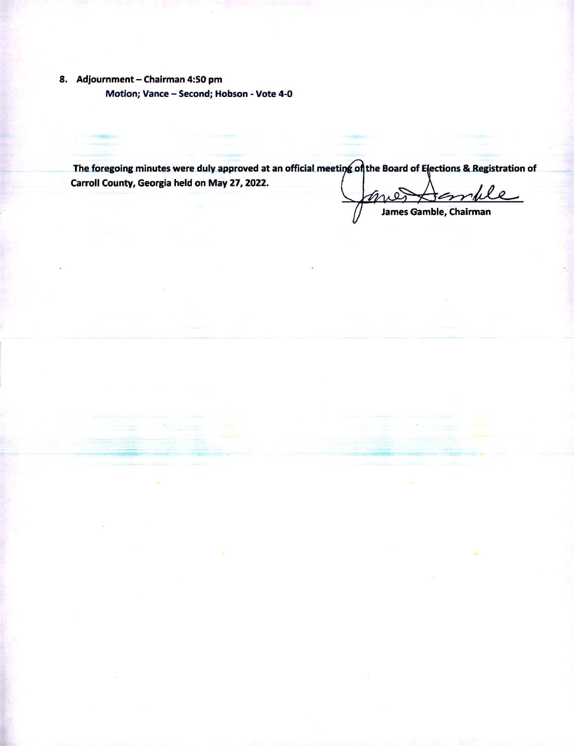8. **Adjournment – Chairman 4:50 pm**

   **Motion; Vance – Second; Hobson - Vote 4-0**

**The foregoing minutes were duly approved at an official meeting of the Board of Elections & Registration of Carroll County, Georgia held on May 27, 2022.**

**James Gamble, Chairman**